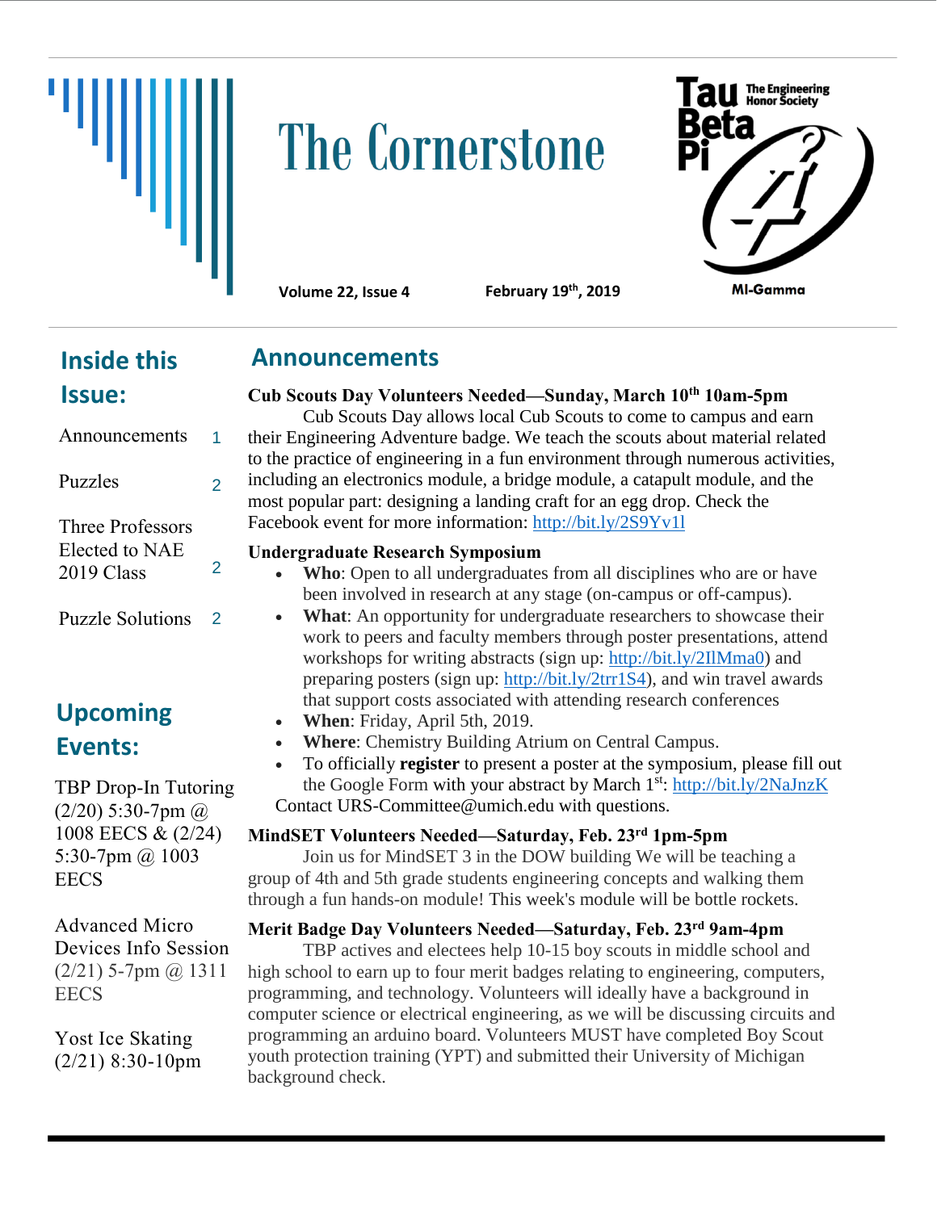# The Cornerstone

Tau Beta Pi — The Engineering Honor Society

MI-Gamma

**Volume 22, Issue 4** **February 19th, 2019**

## Inside this Issue:

| | |
|---|---|
| Announcements | 1 |
| Puzzles | 2 |
| Three Professors Elected to NAE 2019 Class | 2 |
| Puzzle Solutions | 2 |

## Upcoming Events:

TBP Drop-In Tutoring (2/20) 5:30-7pm @ 1008 EECS & (2/24) 5:30-7pm @ 1003 EECS

Advanced Micro Devices Info Session (2/21) 5-7pm @ 1311 EECS

Yost Ice Skating (2/21) 8:30-10pm

## Announcements

**Cub Scouts Day Volunteers Needed—Sunday, March 10th 10am-5pm**

Cub Scouts Day allows local Cub Scouts to come to campus and earn their Engineering Adventure badge. We teach the scouts about material related to the practice of engineering in a fun environment through numerous activities, including an electronics module, a bridge module, a catapult module, and the most popular part: designing a landing craft for an egg drop. Check the Facebook event for more information: http://bit.ly/2S9Yv1l

**Undergraduate Research Symposium**

- **Who**: Open to all undergraduates from all disciplines who are or have been involved in research at any stage (on-campus or off-campus).
- **What**: An opportunity for undergraduate researchers to showcase their work to peers and faculty members through poster presentations, attend workshops for writing abstracts (sign up: http://bit.ly/2IlMma0) and preparing posters (sign up: http://bit.ly/2trr1S4), and win travel awards that support costs associated with attending research conferences
- **When**: Friday, April 5th, 2019.
- **Where**: Chemistry Building Atrium on Central Campus.
- To officially **register** to present a poster at the symposium, please fill out the Google Form with your abstract by March 1st: http://bit.ly/2NaJnzK

Contact URS-Committee@umich.edu with questions.

**MindSET Volunteers Needed—Saturday, Feb. 23rd 1pm-5pm**

Join us for MindSET 3 in the DOW building We will be teaching a group of 4th and 5th grade students engineering concepts and walking them through a fun hands-on module! This week's module will be bottle rockets.

**Merit Badge Day Volunteers Needed—Saturday, Feb. 23rd 9am-4pm**

TBP actives and electees help 10-15 boy scouts in middle school and high school to earn up to four merit badges relating to engineering, computers, programming, and technology. Volunteers will ideally have a background in computer science or electrical engineering, as we will be discussing circuits and programming an arduino board. Volunteers MUST have completed Boy Scout youth protection training (YPT) and submitted their University of Michigan background check.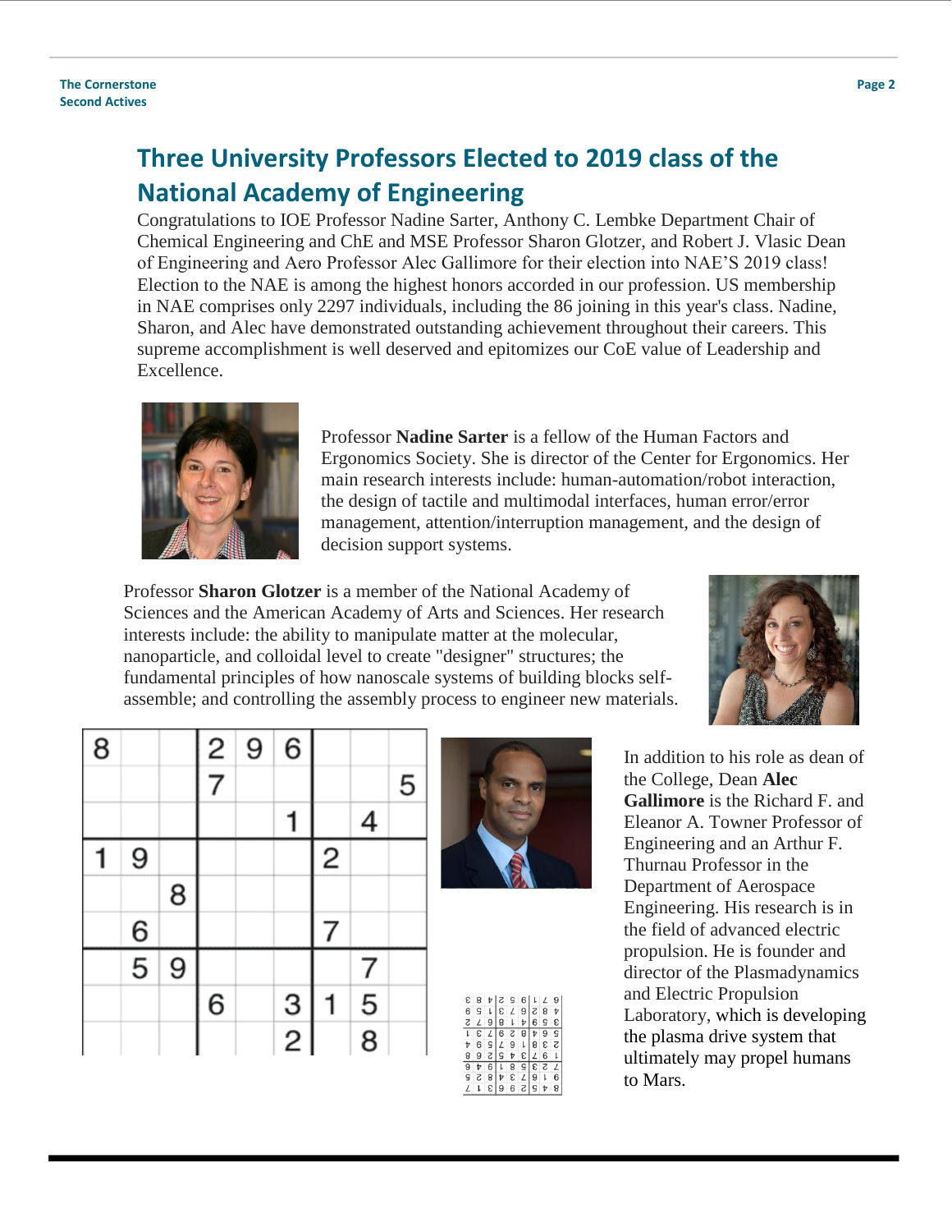## Three University Professors Elected to 2019 class of the National Academy of Engineering

Congratulations to IOE Professor Nadine Sarter, Anthony C. Lembke Department Chair of Chemical Engineering and ChE and MSE Professor Sharon Glotzer, and Robert J. Vlasic Dean of Engineering and Aero Professor Alec Gallimore for their election into NAE'S 2019 class! Election to the NAE is among the highest honors accorded in our profession. US membership in NAE comprises only 2297 individuals, including the 86 joining in this year's class. Nadine, Sharon, and Alec have demonstrated outstanding achievement throughout their careers. This supreme accomplishment is well deserved and epitomizes our CoE value of Leadership and Excellence.

Professor **Nadine Sarter** is a fellow of the Human Factors and Ergonomics Society. She is director of the Center for Ergonomics. Her main research interests include: human-automation/robot interaction, the design of tactile and multimodal interfaces, human error/error management, attention/interruption management, and the design of decision support systems.

Professor **Sharon Glotzer** is a member of the National Academy of Sciences and the American Academy of Arts and Sciences. Her research interests include: the ability to manipulate matter at the molecular, nanoparticle, and colloidal level to create "designer" structures; the fundamental principles of how nanoscale systems of building blocks self-assemble; and controlling the assembly process to engineer new materials.

In addition to his role as dean of the College, Dean **Alec Gallimore** is the Richard F. and Eleanor A. Towner Professor of Engineering and an Arthur F. Thurnau Professor in the Department of Aerospace Engineering. His research is in the field of advanced electric propulsion. He is founder and director of the Plasmadynamics and Electric Propulsion Laboratory, which is developing the plasma drive system that ultimately may propel humans to Mars.

| | | | | | | | | |
|---|---|---|---|---|---|---|---|---|
| 8 | | | 2 | 9 | 6 | | | |
| | | | 7 | | | | | 5 |
| | | | | | 1 | | 4 | |
| 1 | 9 | | | | | 2 | | |
| | | 8 | | | | | | |
| | 6 | | | | | 7 | | |
| | 5 | 9 | | | | | 7 | |
| | | | 6 | | 3 | 1 | 5 | |
| | | | | | 2 | | 8 | |